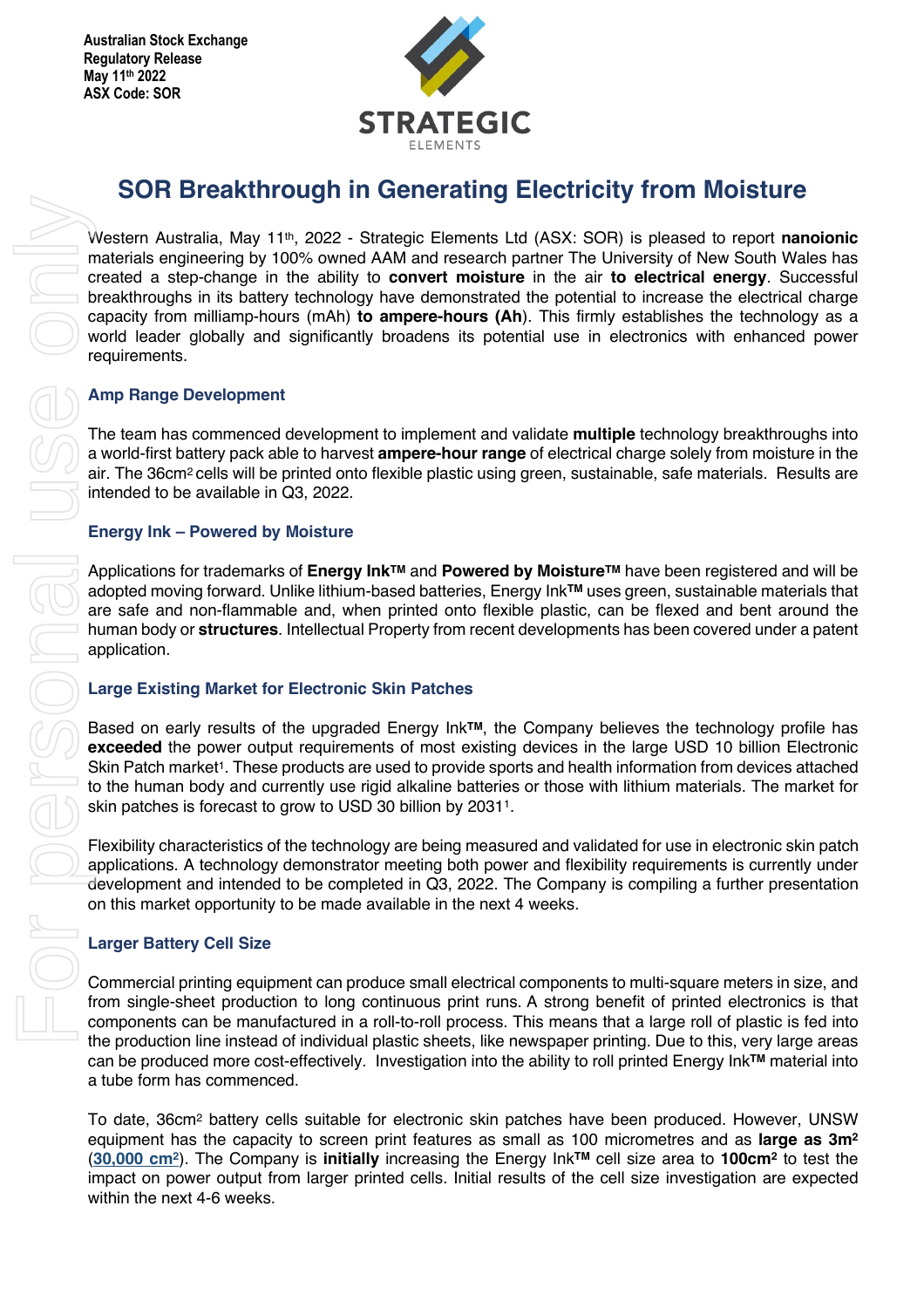Australian Stock Exchange
Regulatory Release
May 11th 2022
ASX Code: SOR

# SOR Breakthrough in Generating Electricity from Moisture

Western Australia, May 11th, 2022 - Strategic Elements Ltd (ASX: SOR) is pleased to report **nanoionic** materials engineering by 100% owned AAM and research partner The University of New South Wales has created a step-change in the ability to **convert moisture** in the air **to electrical energy**. Successful breakthroughs in its battery technology have demonstrated the potential to increase the electrical charge capacity from milliamp-hours (mAh) **to ampere-hours (Ah)**. This firmly establishes the technology as a world leader globally and significantly broadens its potential use in electronics with enhanced power requirements.

## Amp Range Development

The team has commenced development to implement and validate **multiple** technology breakthroughs into a world-first battery pack able to harvest **ampere-hour range** of electrical charge solely from moisture in the air. The 36cm$^2$ cells will be printed onto flexible plastic using green, sustainable, safe materials. Results are intended to be available in Q3, 2022.

## Energy Ink – Powered by Moisture

Applications for trademarks of **Energy Ink™** and **Powered by Moisture™** have been registered and will be adopted moving forward. Unlike lithium-based batteries, Energy Ink™ uses green, sustainable materials that are safe and non-flammable and, when printed onto flexible plastic, can be flexed and bent around the human body or **structures**. Intellectual Property from recent developments has been covered under a patent application.

## Large Existing Market for Electronic Skin Patches

Based on early results of the upgraded Energy Ink™, the Company believes the technology profile has **exceeded** the power output requirements of most existing devices in the large USD 10 billion Electronic Skin Patch market[1]. These products are used to provide sports and health information from devices attached to the human body and currently use rigid alkaline batteries or those with lithium materials. The market for skin patches is forecast to grow to USD 30 billion by 2031[1].

Flexibility characteristics of the technology are being measured and validated for use in electronic skin patch applications. A technology demonstrator meeting both power and flexibility requirements is currently under development and intended to be completed in Q3, 2022. The Company is compiling a further presentation on this market opportunity to be made available in the next 4 weeks.

## Larger Battery Cell Size

Commercial printing equipment can produce small electrical components to multi-square meters in size, and from single-sheet production to long continuous print runs. A strong benefit of printed electronics is that components can be manufactured in a roll-to-roll process. This means that a large roll of plastic is fed into the production line instead of individual plastic sheets, like newspaper printing. Due to this, very large areas can be produced more cost-effectively. Investigation into the ability to roll printed Energy Ink™ material into a tube form has commenced.

To date, 36cm$^2$ battery cells suitable for electronic skin patches have been produced. However, UNSW equipment has the capacity to screen print features as small as 100 micrometres and as **large as 3m$^2$** (**30,000 cm$^2$**). The Company is **initially** increasing the Energy Ink™ cell size area to **100cm$^2$** to test the impact on power output from larger printed cells. Initial results of the cell size investigation are expected within the next 4-6 weeks.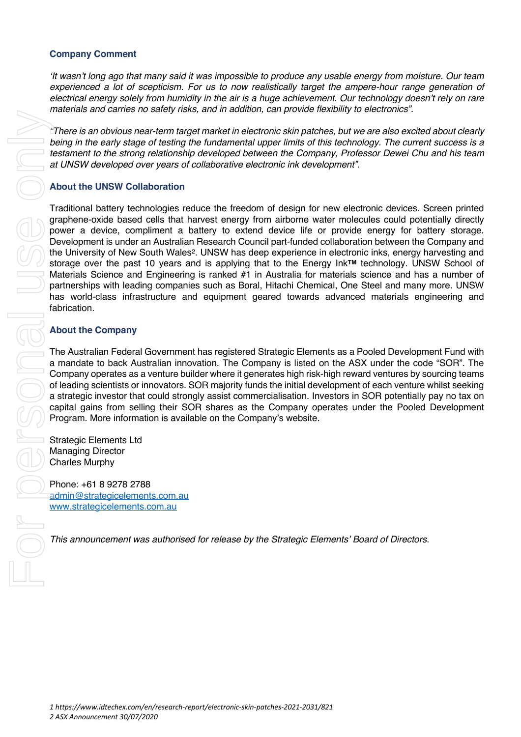## Company Comment

*'It wasn't long ago that many said it was impossible to produce any usable energy from moisture. Our team experienced a lot of scepticism. For us to now realistically target the ampere-hour range generation of electrical energy solely from humidity in the air is a huge achievement. Our technology doesn't rely on rare materials and carries no safety risks, and in addition, can provide flexibility to electronics".*

*"There is an obvious near-term target market in electronic skin patches, but we are also excited about clearly being in the early stage of testing the fundamental upper limits of this technology. The current success is a testament to the strong relationship developed between the Company, Professor Dewei Chu and his team at UNSW developed over years of collaborative electronic ink development".*

## About the UNSW Collaboration

Traditional battery technologies reduce the freedom of design for new electronic devices. Screen printed graphene-oxide based cells that harvest energy from airborne water molecules could potentially directly power a device, compliment a battery to extend device life or provide energy for battery storage. Development is under an Australian Research Council part-funded collaboration between the Company and the University of New South Wales[2]. UNSW has deep experience in electronic inks, energy harvesting and storage over the past 10 years and is applying that to the Energy Ink™ technology. UNSW School of Materials Science and Engineering is ranked #1 in Australia for materials science and has a number of partnerships with leading companies such as Boral, Hitachi Chemical, One Steel and many more. UNSW has world-class infrastructure and equipment geared towards advanced materials engineering and fabrication.

## About the Company

The Australian Federal Government has registered Strategic Elements as a Pooled Development Fund with a mandate to back Australian innovation. The Company is listed on the ASX under the code "SOR". The Company operates as a venture builder where it generates high risk-high reward ventures by sourcing teams of leading scientists or innovators. SOR majority funds the initial development of each venture whilst seeking a strategic investor that could strongly assist commercialisation. Investors in SOR potentially pay no tax on capital gains from selling their SOR shares as the Company operates under the Pooled Development Program. More information is available on the Company's website.

Strategic Elements Ltd
Managing Director
Charles Murphy

Phone: +61 8 9278 2788
admin@strategicelements.com.au
www.strategicelements.com.au

*This announcement was authorised for release by the Strategic Elements' Board of Directors.*

*1 https://www.idtechex.com/en/research-report/electronic-skin-patches-2021-2031/821*
*2 ASX Announcement 30/07/2020*